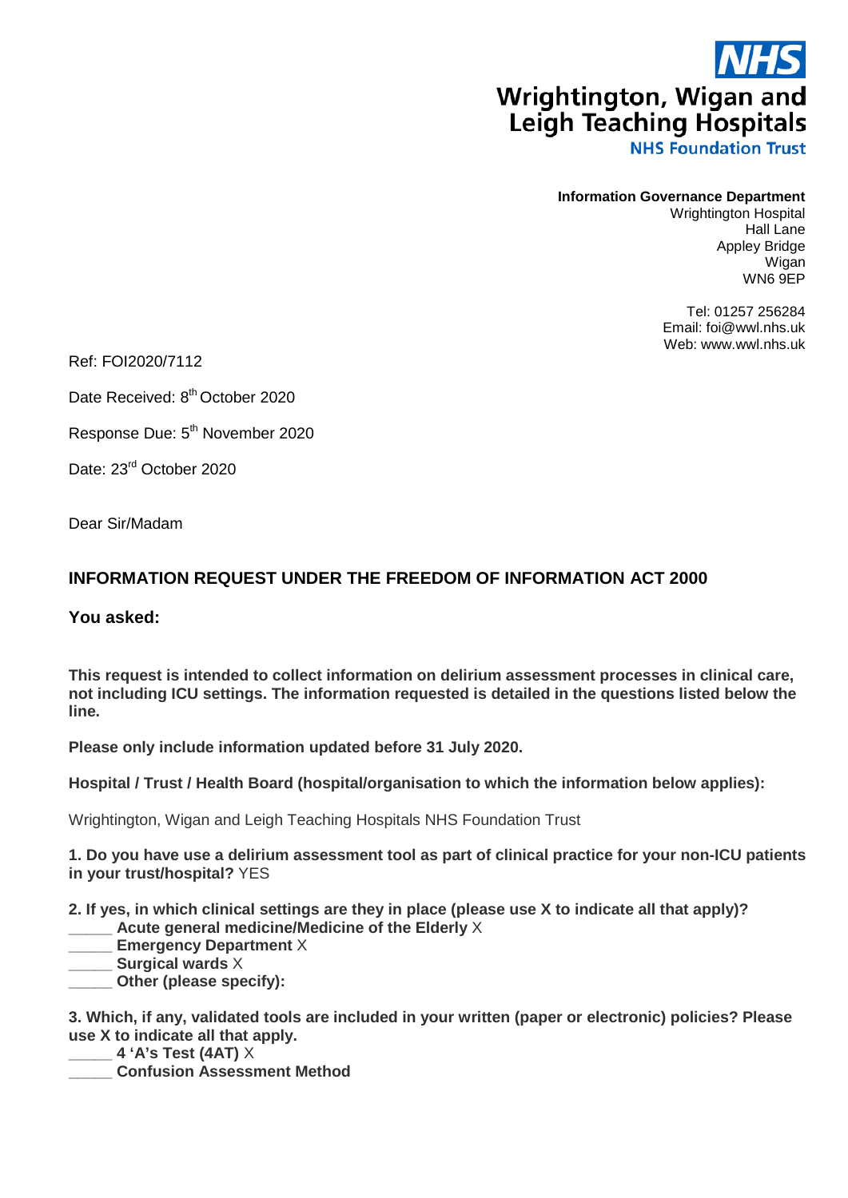NHS

Wrightington, Wigan and Leigh Teaching Hospitals
NHS Foundation Trust

**Information Governance Department**
Wrightington Hospital
Hall Lane
Appley Bridge
Wigan
WN6 9EP

Tel: 01257 256284
Email: foi@wwl.nhs.uk
Web: www.wwl.nhs.uk

Ref: FOI2020/7112

Date Received: 8th October 2020

Response Due: 5th November 2020

Date: 23rd October 2020

Dear Sir/Madam

## INFORMATION REQUEST UNDER THE FREEDOM OF INFORMATION ACT 2000

### You asked:

**This request is intended to collect information on delirium assessment processes in clinical care, not including ICU settings. The information requested is detailed in the questions listed below the line.**

**Please only include information updated before 31 July 2020.**

**Hospital / Trust / Health Board (hospital/organisation to which the information below applies):**

Wrightington, Wigan and Leigh Teaching Hospitals NHS Foundation Trust

**1. Do you have use a delirium assessment tool as part of clinical practice for your non-ICU patients in your trust/hospital?** YES

**2. If yes, in which clinical settings are they in place (please use X to indicate all that apply)?**
_____ **Acute general medicine/Medicine of the Elderly** X
_____ **Emergency Department** X
_____ **Surgical wards** X
_____ **Other (please specify):**

**3. Which, if any, validated tools are included in your written (paper or electronic) policies? Please use X to indicate all that apply.**
_____ **4 'A's Test (4AT)** X
_____ **Confusion Assessment Method**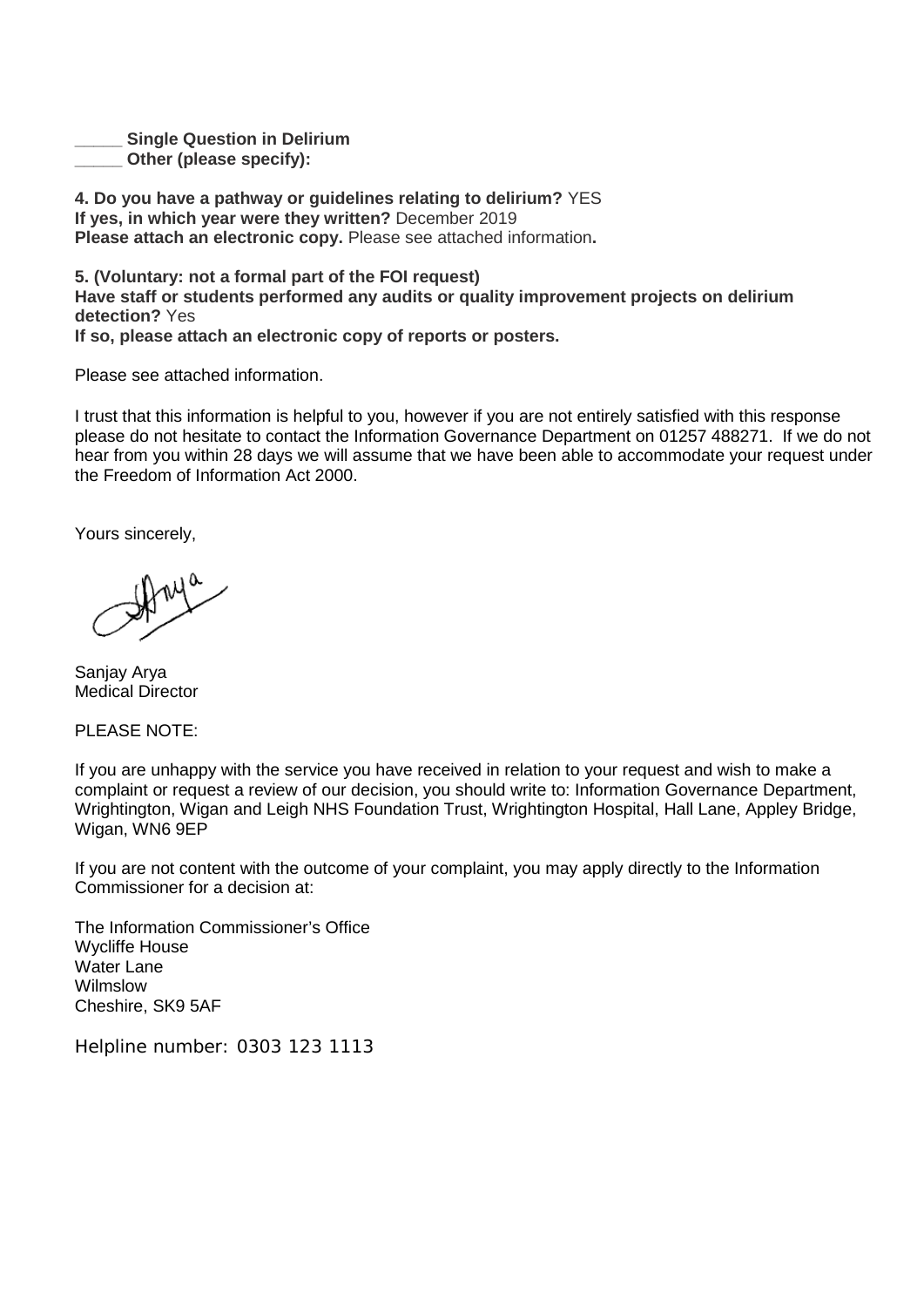_____ **Single Question in Delirium**
_____ **Other (please specify):**

**4. Do you have a pathway or guidelines relating to delirium?** YES
**If yes, in which year were they written?** December 2019
**Please attach an electronic copy.** Please see attached information**.**

**5. (Voluntary: not a formal part of the FOI request)**
**Have staff or students performed any audits or quality improvement projects on delirium detection?** Yes
**If so, please attach an electronic copy of reports or posters.**

Please see attached information.

I trust that this information is helpful to you, however if you are not entirely satisfied with this response please do not hesitate to contact the Information Governance Department on 01257 488271. If we do not hear from you within 28 days we will assume that we have been able to accommodate your request under the Freedom of Information Act 2000.

Yours sincerely,

Sanjay Arya
Medical Director

PLEASE NOTE:

If you are unhappy with the service you have received in relation to your request and wish to make a complaint or request a review of our decision, you should write to: Information Governance Department, Wrightington, Wigan and Leigh NHS Foundation Trust, Wrightington Hospital, Hall Lane, Appley Bridge, Wigan, WN6 9EP

If you are not content with the outcome of your complaint, you may apply directly to the Information Commissioner for a decision at:

The Information Commissioner's Office
Wycliffe House
Water Lane
Wilmslow
Cheshire, SK9 5AF

Helpline number: 0303 123 1113